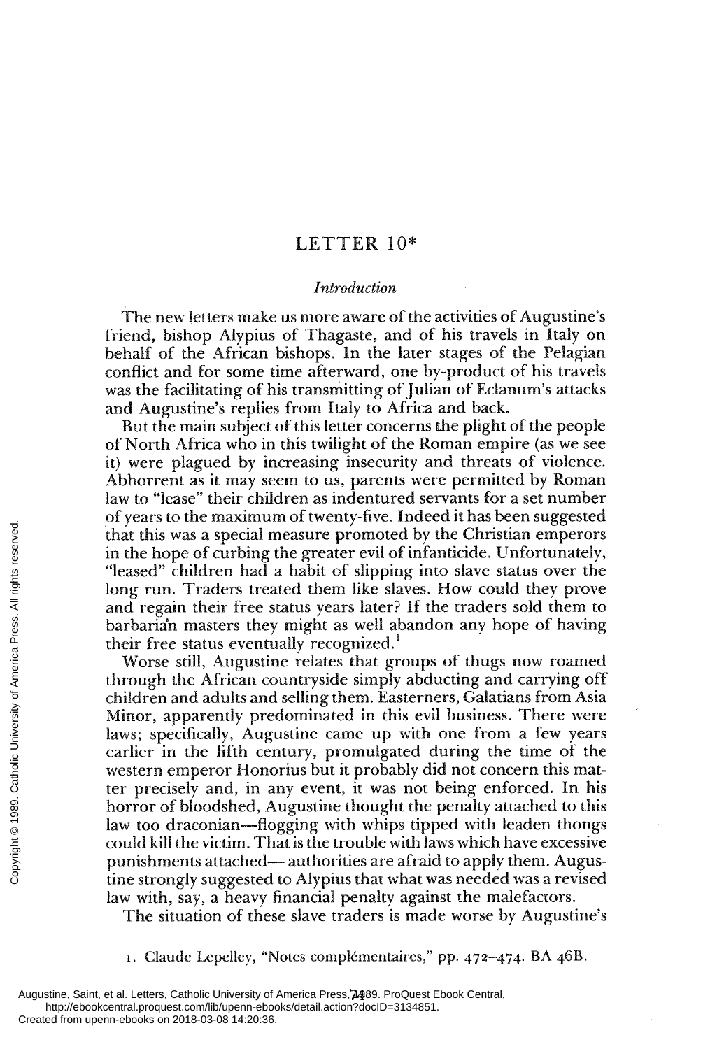# LETTER 10*

## *Introduction*

The new letters make us more aware of the activities of Augustine's friend, bishop Alypius of Thagaste, and of his travels in Italy on behalf of the African bishops. In the later stages of the Pelagian conflict and for some time afterward, one by-product of his travels was the facilitating of his transmitting of Julian of Eclanum's attacks and Augustine's replies from Italy to Africa and back.

But the main subject of this letter concerns the plight of the people of North Africa who in this twilight of the Roman empire (as we see it) were plagued by increasing insecurity and threats of violence. Abhorrent as it may seem to us, parents were permitted by Roman law to "lease" their children as indentured servants for a set number of years to the maximum of twenty-five. Indeed it has been suggested that this was a special measure promoted by the Christian emperors in the hope of curbing the greater evil of infanticide. Unfortunately, "leased" children had a habit of slipping into slave status over the long run. Traders treated them like slaves. How could they prove and regain their free status years later? If the traders sold them to barbarian masters they might as well abandon any hope of having their free status eventually recognized.[1]

Worse still, Augustine relates that groups of thugs now roamed through the African countryside simply abducting and carrying off children and adults and selling them. Easterners, Galatians from Asia Minor, apparently predominated in this evil business. There were laws; specifically, Augustine came up with one from a few years earlier in the fifth century, promulgated during the time of the western emperor Honorius but it probably did not concern this matter precisely and, in any event, it was not being enforced. In his horror of bloodshed, Augustine thought the penalty attached to this law too draconian—flogging with whips tipped with leaden thongs could kill the victim. That is the trouble with laws which have excessive punishments attached— authorities are afraid to apply them. Augustine strongly suggested to Alypius that what was needed was a revised law with, say, a heavy financial penalty against the malefactors.

The situation of these slave traders is made worse by Augustine's

1. Claude Lepelley, "Notes complémentaires," pp. 472–474. BA 46B.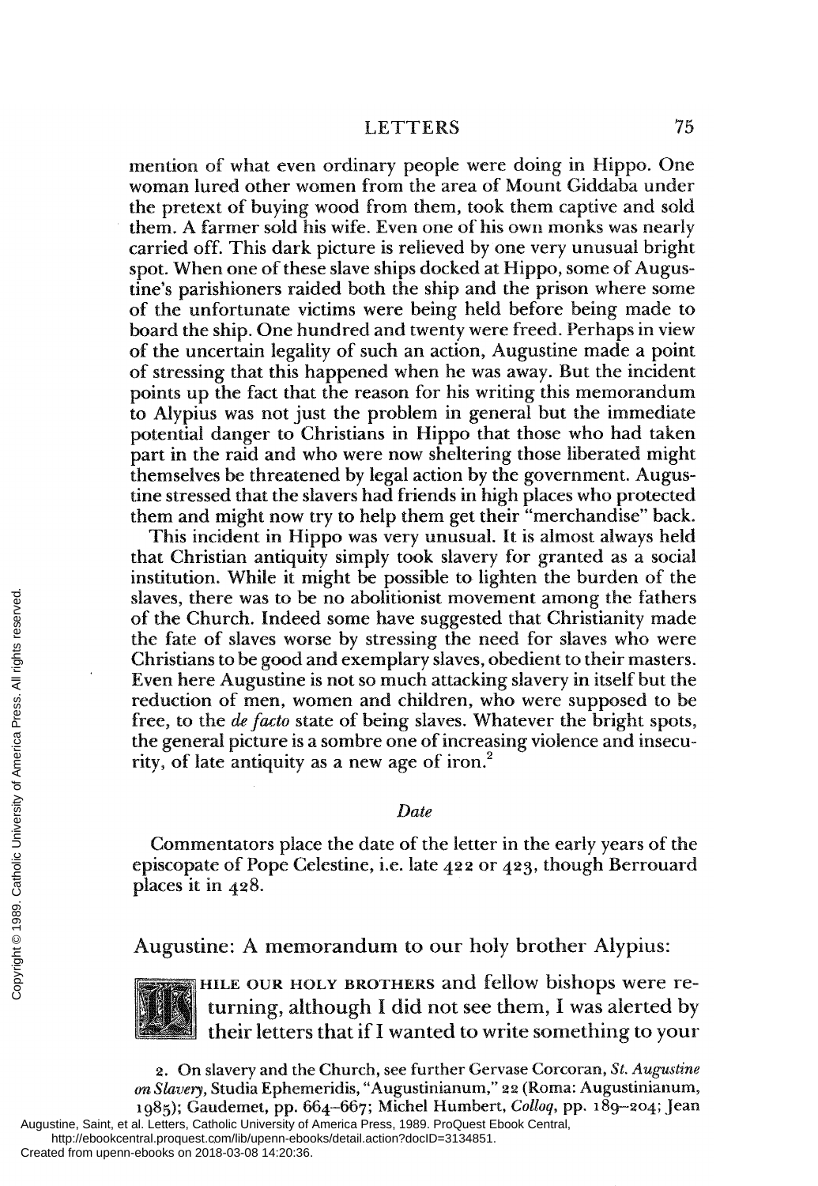mention of what even ordinary people were doing in Hippo. One woman lured other women from the area of Mount Giddaba under the pretext of buying wood from them, took them captive and sold them. A farmer sold his wife. Even one of his own monks was nearly carried off. This dark picture is relieved by one very unusual bright spot. When one of these slave ships docked at Hippo, some of Augustine's parishioners raided both the ship and the prison where some of the unfortunate victims were being held before being made to board the ship. One hundred and twenty were freed. Perhaps in view of the uncertain legality of such an action, Augustine made a point of stressing that this happened when he was away. But the incident points up the fact that the reason for his writing this memorandum to Alypius was not just the problem in general but the immediate potential danger to Christians in Hippo that those who had taken part in the raid and who were now sheltering those liberated might themselves be threatened by legal action by the government. Augustine stressed that the slavers had friends in high places who protected them and might now try to help them get their "merchandise" back.

This incident in Hippo was very unusual. It is almost always held that Christian antiquity simply took slavery for granted as a social institution. While it might be possible to lighten the burden of the slaves, there was to be no abolitionist movement among the fathers of the Church. Indeed some have suggested that Christianity made the fate of slaves worse by stressing the need for slaves who were Christians to be good and exemplary slaves, obedient to their masters. Even here Augustine is not so much attacking slavery in itself but the reduction of men, women and children, who were supposed to be free, to the *de facto* state of being slaves. Whatever the bright spots, the general picture is a sombre one of increasing violence and insecurity, of late antiquity as a new age of iron.[2]

### *Date*

Commentators place the date of the letter in the early years of the episcopate of Pope Celestine, i.e. late 422 or 423, though Berrouard places it in 428.

## Augustine: A memorandum to our holy brother Alypius:

WHILE OUR HOLY BROTHERS and fellow bishops were returning, although I did not see them, I was alerted by their letters that if I wanted to write something to your

2. On slavery and the Church, see further Gervase Corcoran, *St. Augustine on Slavery*, Studia Ephemeridis, "Augustinianum," 22 (Roma: Augustinianum, 1985); Gaudemet, pp. 664–667; Michel Humbert, *Colloq*, pp. 189–204; Jean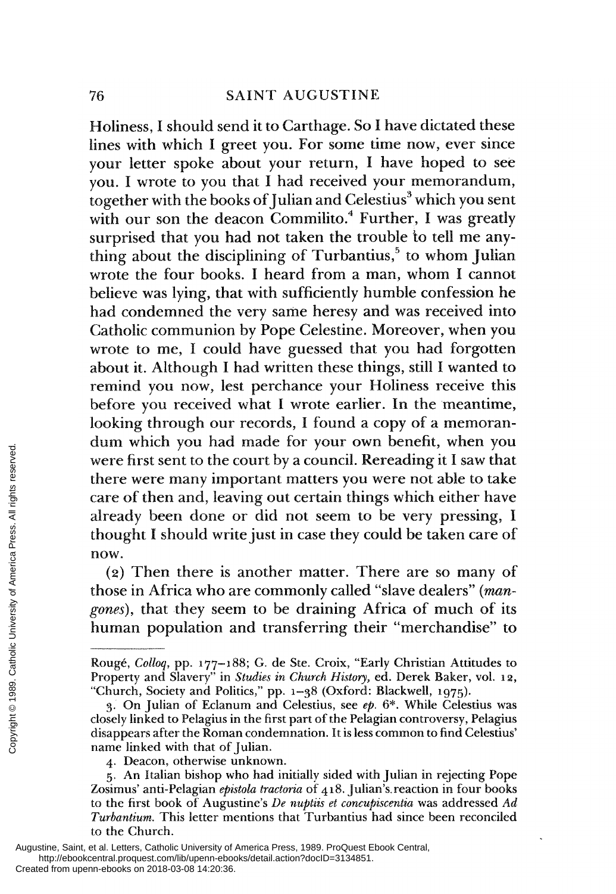Holiness, I should send it to Carthage. So I have dictated these lines with which I greet you. For some time now, ever since your letter spoke about your return, I have hoped to see you. I wrote to you that I had received your memorandum, together with the books of Julian and Celestius[3] which you sent with our son the deacon Commilito.[4] Further, I was greatly surprised that you had not taken the trouble to tell me anything about the disciplining of Turbantius,[5] to whom Julian wrote the four books. I heard from a man, whom I cannot believe was lying, that with sufficiently humble confession he had condemned the very same heresy and was received into Catholic communion by Pope Celestine. Moreover, when you wrote to me, I could have guessed that you had forgotten about it. Although I had written these things, still I wanted to remind you now, lest perchance your Holiness receive this before you received what I wrote earlier. In the meantime, looking through our records, I found a copy of a memorandum which you had made for your own benefit, when you were first sent to the court by a council. Rereading it I saw that there were many important matters you were not able to take care of then and, leaving out certain things which either have already been done or did not seem to be very pressing, I thought I should write just in case they could be taken care of now.

(2) Then there is another matter. There are so many of those in Africa who are commonly called "slave dealers" (*mangones*), that they seem to be draining Africa of much of its human population and transferring their "merchandise" to

---

Rougé, *Colloq*, pp. 177–188; G. de Ste. Croix, "Early Christian Attitudes to Property and Slavery" in *Studies in Church History*, ed. Derek Baker, vol. 12, "Church, Society and Politics," pp. 1–38 (Oxford: Blackwell, 1975).

3. On Julian of Eclanum and Celestius, see *ep.* 6*. While Celestius was closely linked to Pelagius in the first part of the Pelagian controversy, Pelagius disappears after the Roman condemnation. It is less common to find Celestius' name linked with that of Julian.

4. Deacon, otherwise unknown.

5. An Italian bishop who had initially sided with Julian in rejecting Pope Zosimus' anti-Pelagian *epistola tractoria* of 418. Julian's reaction in four books to the first book of Augustine's *De nuptiis et concupiscentia* was addressed *Ad Turbantium*. This letter mentions that Turbantius had since been reconciled to the Church.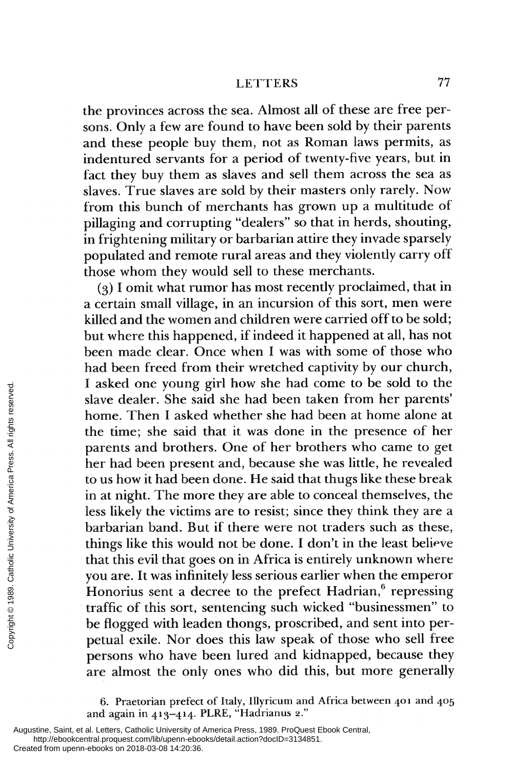the provinces across the sea. Almost all of these are free persons. Only a few are found to have been sold by their parents and these people buy them, not as Roman laws permits, as indentured servants for a period of twenty-five years, but in fact they buy them as slaves and sell them across the sea as slaves. True slaves are sold by their masters only rarely. Now from this bunch of merchants has grown up a multitude of pillaging and corrupting "dealers" so that in herds, shouting, in frightening military or barbarian attire they invade sparsely populated and remote rural areas and they violently carry off those whom they would sell to these merchants.

(3) I omit what rumor has most recently proclaimed, that in a certain small village, in an incursion of this sort, men were killed and the women and children were carried off to be sold; but where this happened, if indeed it happened at all, has not been made clear. Once when I was with some of those who had been freed from their wretched captivity by our church, I asked one young girl how she had come to be sold to the slave dealer. She said she had been taken from her parents' home. Then I asked whether she had been at home alone at the time; she said that it was done in the presence of her parents and brothers. One of her brothers who came to get her had been present and, because she was little, he revealed to us how it had been done. He said that thugs like these break in at night. The more they are able to conceal themselves, the less likely the victims are to resist; since they think they are a barbarian band. But if there were not traders such as these, things like this would not be done. I don't in the least believe that this evil that goes on in Africa is entirely unknown where you are. It was infinitely less serious earlier when the emperor Honorius sent a decree to the prefect Hadrian,[6] repressing traffic of this sort, sentencing such wicked "businessmen" to be flogged with leaden thongs, proscribed, and sent into perpetual exile. Nor does this law speak of those who sell free persons who have been lured and kidnapped, because they are almost the only ones who did this, but more generally

6. Praetorian prefect of Italy, Illyricum and Africa between 401 and 405 and again in 413–414. PLRE, "Hadrianus 2."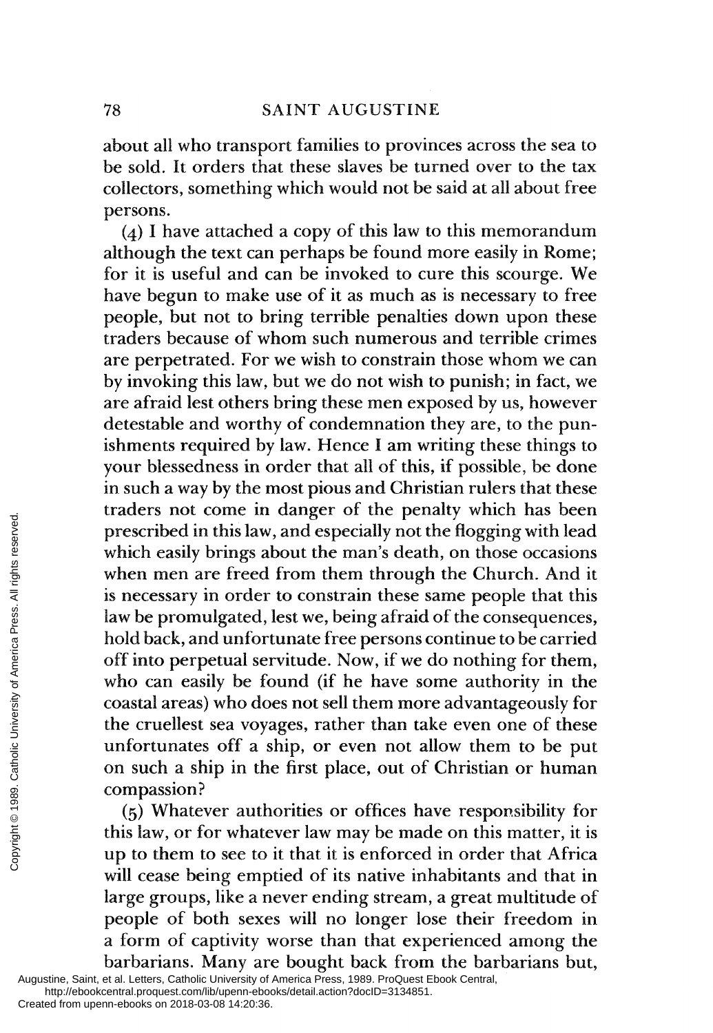about all who transport families to provinces across the sea to be sold. It orders that these slaves be turned over to the tax collectors, something which would not be said at all about free persons.

(4) I have attached a copy of this law to this memorandum although the text can perhaps be found more easily in Rome; for it is useful and can be invoked to cure this scourge. We have begun to make use of it as much as is necessary to free people, but not to bring terrible penalties down upon these traders because of whom such numerous and terrible crimes are perpetrated. For we wish to constrain those whom we can by invoking this law, but we do not wish to punish; in fact, we are afraid lest others bring these men exposed by us, however detestable and worthy of condemnation they are, to the punishments required by law. Hence I am writing these things to your blessedness in order that all of this, if possible, be done in such a way by the most pious and Christian rulers that these traders not come in danger of the penalty which has been prescribed in this law, and especially not the flogging with lead which easily brings about the man's death, on those occasions when men are freed from them through the Church. And it is necessary in order to constrain these same people that this law be promulgated, lest we, being afraid of the consequences, hold back, and unfortunate free persons continue to be carried off into perpetual servitude. Now, if we do nothing for them, who can easily be found (if he have some authority in the coastal areas) who does not sell them more advantageously for the cruellest sea voyages, rather than take even one of these unfortunates off a ship, or even not allow them to be put on such a ship in the first place, out of Christian or human compassion?

(5) Whatever authorities or offices have responsibility for this law, or for whatever law may be made on this matter, it is up to them to see to it that it is enforced in order that Africa will cease being emptied of its native inhabitants and that in large groups, like a never ending stream, a great multitude of people of both sexes will no longer lose their freedom in a form of captivity worse than that experienced among the barbarians. Many are bought back from the barbarians but,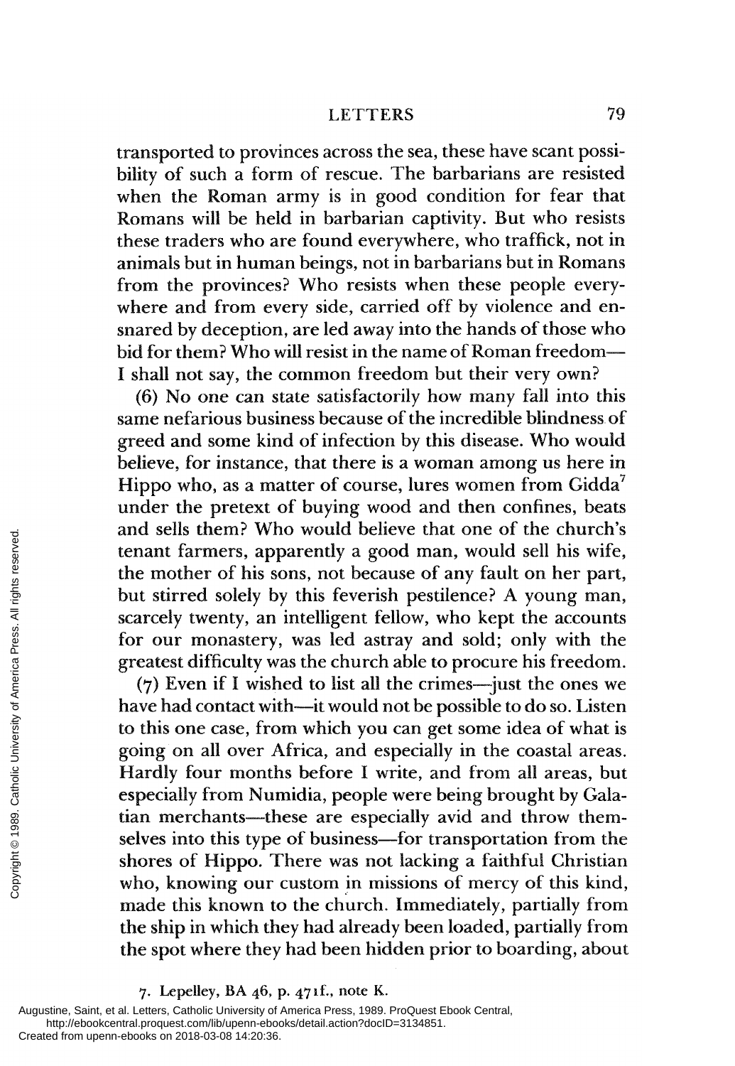transported to provinces across the sea, these have scant possibility of such a form of rescue. The barbarians are resisted when the Roman army is in good condition for fear that Romans will be held in barbarian captivity. But who resists these traders who are found everywhere, who traffick, not in animals but in human beings, not in barbarians but in Romans from the provinces? Who resists when these people everywhere and from every side, carried off by violence and ensnared by deception, are led away into the hands of those who bid for them? Who will resist in the name of Roman freedom—I shall not say, the common freedom but their very own?

(6) No one can state satisfactorily how many fall into this same nefarious business because of the incredible blindness of greed and some kind of infection by this disease. Who would believe, for instance, that there is a woman among us here in Hippo who, as a matter of course, lures women from Gidda[7] under the pretext of buying wood and then confines, beats and sells them? Who would believe that one of the church's tenant farmers, apparently a good man, would sell his wife, the mother of his sons, not because of any fault on her part, but stirred solely by this feverish pestilence? A young man, scarcely twenty, an intelligent fellow, who kept the accounts for our monastery, was led astray and sold; only with the greatest difficulty was the church able to procure his freedom.

(7) Even if I wished to list all the crimes—just the ones we have had contact with—it would not be possible to do so. Listen to this one case, from which you can get some idea of what is going on all over Africa, and especially in the coastal areas. Hardly four months before I write, and from all areas, but especially from Numidia, people were being brought by Galatian merchants—these are especially avid and throw themselves into this type of business—for transportation from the shores of Hippo. There was not lacking a faithful Christian who, knowing our custom in missions of mercy of this kind, made this known to the church. Immediately, partially from the ship in which they had already been loaded, partially from the spot where they had been hidden prior to boarding, about

7. Lepelley, BA 46, p. 471f., note K.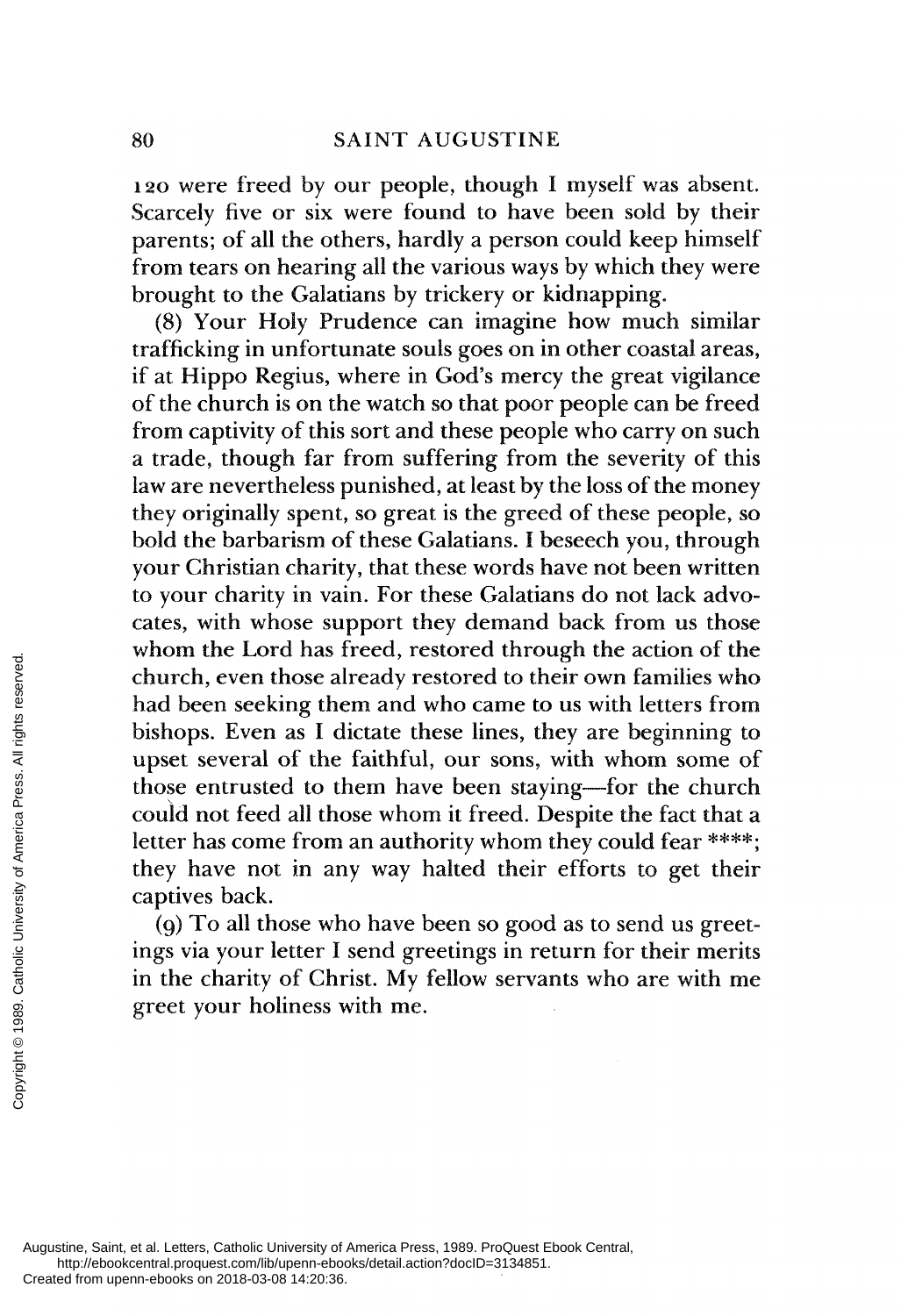120 were freed by our people, though I myself was absent. Scarcely five or six were found to have been sold by their parents; of all the others, hardly a person could keep himself from tears on hearing all the various ways by which they were brought to the Galatians by trickery or kidnapping.

(8) Your Holy Prudence can imagine how much similar trafficking in unfortunate souls goes on in other coastal areas, if at Hippo Regius, where in God's mercy the great vigilance of the church is on the watch so that poor people can be freed from captivity of this sort and these people who carry on such a trade, though far from suffering from the severity of this law are nevertheless punished, at least by the loss of the money they originally spent, so great is the greed of these people, so bold the barbarism of these Galatians. I beseech you, through your Christian charity, that these words have not been written to your charity in vain. For these Galatians do not lack advocates, with whose support they demand back from us those whom the Lord has freed, restored through the action of the church, even those already restored to their own families who had been seeking them and who came to us with letters from bishops. Even as I dictate these lines, they are beginning to upset several of the faithful, our sons, with whom some of those entrusted to them have been staying—for the church could not feed all those whom it freed. Despite the fact that a letter has come from an authority whom they could fear ****; they have not in any way halted their efforts to get their captives back.

(9) To all those who have been so good as to send us greetings via your letter I send greetings in return for their merits in the charity of Christ. My fellow servants who are with me greet your holiness with me.